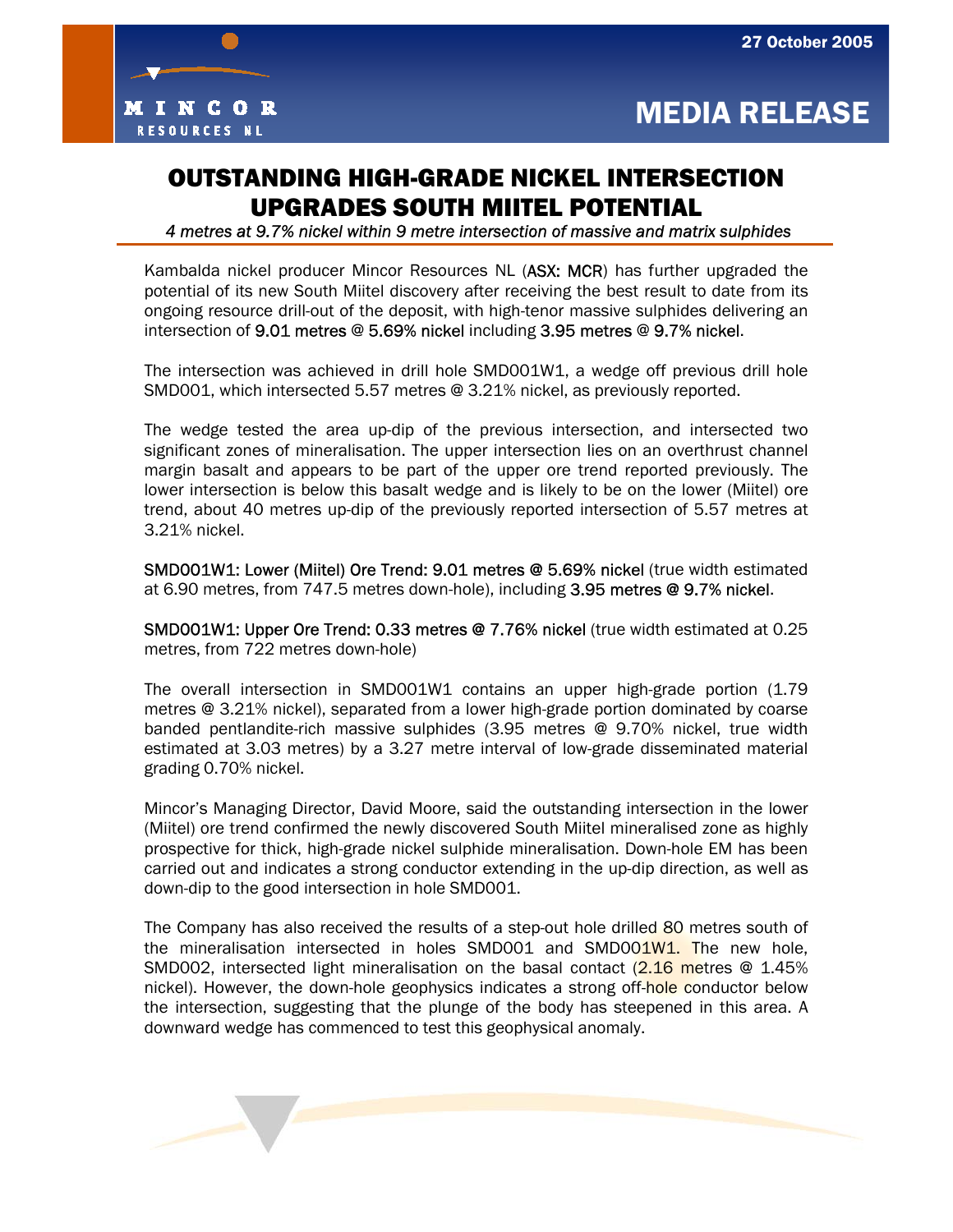27 October 2005

MINCOR RESOURCES NL

# MEDIA RELEASE

# OUTSTANDING HIGH-GRADE NICKEL INTERSECTION UPGRADES SOUTH MIITEL POTENTIAL

*4 metres at 9.7% nickel within 9 metre intersection of massive and matrix sulphides*

Kambalda nickel producer Mincor Resources NL (**ASX: MCR**) has further upgraded the potential of its new South Miitel discovery after receiving the best result to date from its ongoing resource drill-out of the deposit, with high-tenor massive sulphides delivering an intersection of **9.01 metres @ 5.69% nickel** including **3.95 metres @ 9.7% nickel**.

The intersection was achieved in drill hole SMD001W1, a wedge off previous drill hole SMD001, which intersected 5.57 metres @ 3.21% nickel, as previously reported.

The wedge tested the area up-dip of the previous intersection, and intersected two significant zones of mineralisation. The upper intersection lies on an overthrust channel margin basalt and appears to be part of the upper ore trend reported previously. The lower intersection is below this basalt wedge and is likely to be on the lower (Miitel) ore trend, about 40 metres up-dip of the previously reported intersection of 5.57 metres at 3.21% nickel.

**SMD001W1: Lower (Miitel) Ore Trend: 9.01 metres @ 5.69% nickel** (true width estimated at 6.90 metres, from 747.5 metres down-hole), including **3.95 metres @ 9.7% nickel**.

**SMD001W1: Upper Ore Trend: 0.33 metres @ 7.76% nickel** (true width estimated at 0.25 metres, from 722 metres down-hole)

The overall intersection in SMD001W1 contains an upper high-grade portion (1.79 metres @ 3.21% nickel), separated from a lower high-grade portion dominated by coarse banded pentlandite-rich massive sulphides (3.95 metres @ 9.70% nickel, true width estimated at 3.03 metres) by a 3.27 metre interval of low-grade disseminated material grading 0.70% nickel.

Mincor's Managing Director, David Moore, said the outstanding intersection in the lower (Miitel) ore trend confirmed the newly discovered South Miitel mineralised zone as highly prospective for thick, high-grade nickel sulphide mineralisation. Down-hole EM has been carried out and indicates a strong conductor extending in the up-dip direction, as well as down-dip to the good intersection in hole SMD001.

The Company has also received the results of a step-out hole drilled 80 metres south of the mineralisation intersected in holes SMD001 and SMD001W1. The new hole, SMD002, intersected light mineralisation on the basal contact (2.16 metres @ 1.45% nickel). However, the down-hole geophysics indicates a strong off-hole conductor below the intersection, suggesting that the plunge of the body has steepened in this area. A downward wedge has commenced to test this geophysical anomaly.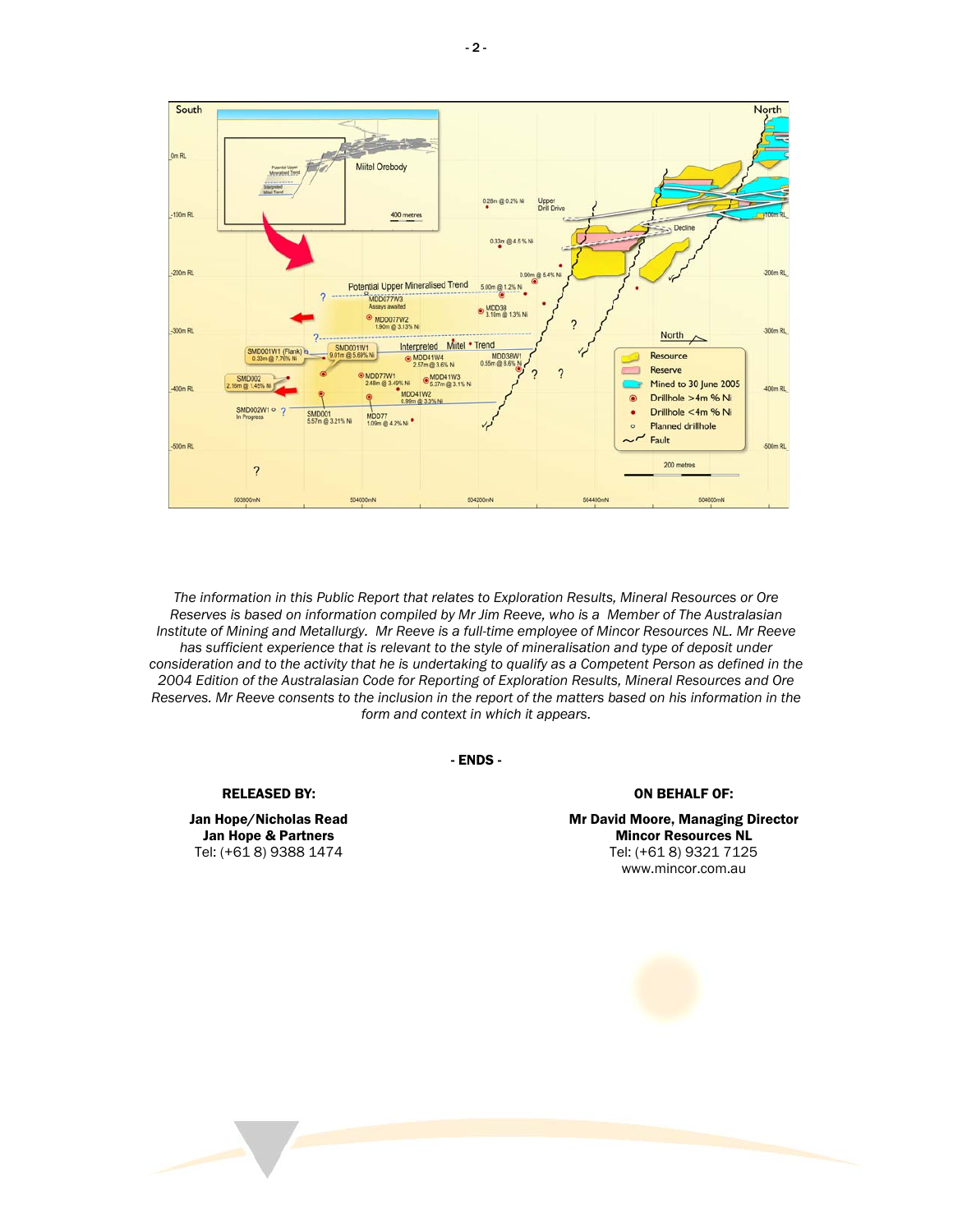South

North

0m RL

-100m RL

-200m RL

-300m RL

-400m RL

-500m RL

Mitel Orebody

Potential Upper Mineralised Trend

Interpreted Mitel Trend

400 metres

0.28m @ 0.2% Ni

Upper Drill Drive

Decline

0.33m @ 4.5 % Ni

0.90m @ 5.4% Ni

5.00m @ 1.2% Ni

MDD38 3.16m @ 1.3% Ni

MDD077W3 Assays awaited

MDD077W2 1.90m @ 3.13% Ni

SMD001W1 (Flank) 0.33m @ 7.76% Ni

SMD001W1 9.01m @ 5.69% Ni

MDD41W4 2.57m @ 3.6% Ni

MDD38W1 0.55m @ 8.6% Ni

SMD002 2.19m @ 1.45% Ni

MDD77W1 2.48m @ 3.49% Ni

MDD41W3 5.37m @ 3.1% Ni

MDD41W2 6.99m @ 3.3% Ni

SMD002W1 In Progress

SMD001 5.57m @ 3.21% Ni

MDD77 1.09m @ 4.2% Ni

North

Resource

Reserve

Mined to 30 June 2005

Drillhole >4m % Ni

Drillhole <4m % Ni

Planned drillhole

Fault

200 metres

503800mN

504000mN

504200mN

504400mN

504600mN

*The information in this Public Report that relates to Exploration Results, Mineral Resources or Ore Reserves is based on information compiled by Mr Jim Reeve, who is a Member of The Australasian Institute of Mining and Metallurgy. Mr Reeve is a full-time employee of Mincor Resources NL. Mr Reeve has sufficient experience that is relevant to the style of mineralisation and type of deposit under consideration and to the activity that he is undertaking to qualify as a Competent Person as defined in the 2004 Edition of the Australasian Code for Reporting of Exploration Results, Mineral Resources and Ore Reserves. Mr Reeve consents to the inclusion in the report of the matters based on his information in the form and context in which it appears.*

**- ENDS -**

**RELEASED BY:**

**Jan Hope/Nicholas Read**
**Jan Hope & Partners**
Tel: (+61 8) 9388 1474

**ON BEHALF OF:**

**Mr David Moore, Managing Director**
**Mincor Resources NL**
Tel: (+61 8) 9321 7125
www.mincor.com.au